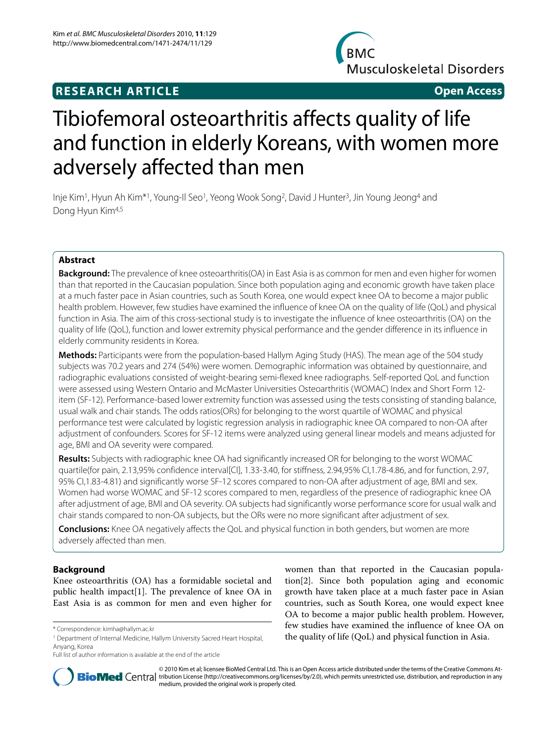**RESEARCH ARTICLE** **Open Access**

# Tibiofemoral osteoarthritis affects quality of life and function in elderly Koreans, with women more adversely affected than men

Inje Kim[1], Hyun Ah Kim*[1], Young-Il Seo[1], Yeong Wook Song[2], David J Hunter[3], Jin Young Jeong[4] and Dong Hyun Kim[4,5]

## Abstract

**Background:** The prevalence of knee osteoarthritis(OA) in East Asia is as common for men and even higher for women than that reported in the Caucasian population. Since both population aging and economic growth have taken place at a much faster pace in Asian countries, such as South Korea, one would expect knee OA to become a major public health problem. However, few studies have examined the influence of knee OA on the quality of life (QoL) and physical function in Asia. The aim of this cross-sectional study is to investigate the influence of knee osteoarthritis (OA) on the quality of life (QoL), function and lower extremity physical performance and the gender difference in its influence in elderly community residents in Korea.

**Methods:** Participants were from the population-based Hallym Aging Study (HAS). The mean age of the 504 study subjects was 70.2 years and 274 (54%) were women. Demographic information was obtained by questionnaire, and radiographic evaluations consisted of weight-bearing semi-flexed knee radiographs. Self-reported QoL and function were assessed using Western Ontario and McMaster Universities Osteoarthritis (WOMAC) Index and Short Form 12-item (SF-12). Performance-based lower extremity function was assessed using the tests consisting of standing balance, usual walk and chair stands. The odds ratios(ORs) for belonging to the worst quartile of WOMAC and physical performance test were calculated by logistic regression analysis in radiographic knee OA compared to non-OA after adjustment of confounders. Scores for SF-12 items were analyzed using general linear models and means adjusted for age, BMI and OA severity were compared.

**Results:** Subjects with radiographic knee OA had significantly increased OR for belonging to the worst WOMAC quartile(for pain, 2.13,95% confidence interval[CI], 1.33-3.40, for stiffness, 2.94,95% CI,1.78-4.86, and for function, 2.97, 95% CI,1.83-4.81) and significantly worse SF-12 scores compared to non-OA after adjustment of age, BMI and sex. Women had worse WOMAC and SF-12 scores compared to men, regardless of the presence of radiographic knee OA after adjustment of age, BMI and OA severity. OA subjects had significantly worse performance score for usual walk and chair stands compared to non-OA subjects, but the ORs were no more significant after adjustment of sex.

**Conclusions:** Knee OA negatively affects the QoL and physical function in both genders, but women are more adversely affected than men.

## Background

Knee osteoarthritis (OA) has a formidable societal and public health impact[1]. The prevalence of knee OA in East Asia is as common for men and even higher for women than that reported in the Caucasian population[2]. Since both population aging and economic growth have taken place at a much faster pace in Asian countries, such as South Korea, one would expect knee OA to become a major public health problem. However, few studies have examined the influence of knee OA on the quality of life (QoL) and physical function in Asia.

\* Correspondence: kimha@hallym.ac.kr

[1] Department of Internal Medicine, Hallym University Sacred Heart Hospital, Anyang, Korea

Full list of author information is available at the end of the article

© 2010 Kim et al; licensee BioMed Central Ltd. This is an Open Access article distributed under the terms of the Creative Commons Attribution License (http://creativecommons.org/licenses/by/2.0), which permits unrestricted use, distribution, and reproduction in any medium, provided the original work is properly cited.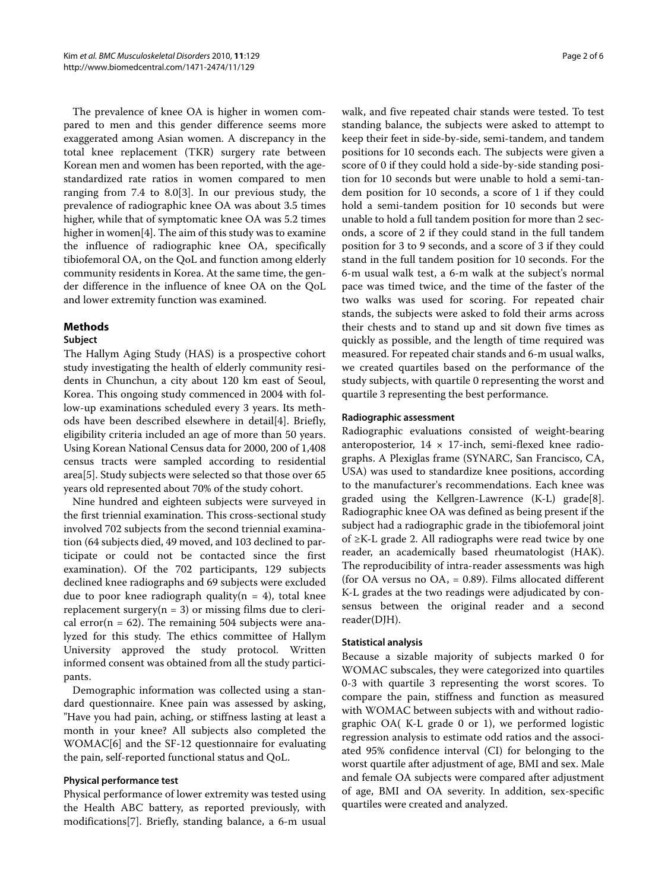The prevalence of knee OA is higher in women compared to men and this gender difference seems more exaggerated among Asian women. A discrepancy in the total knee replacement (TKR) surgery rate between Korean men and women has been reported, with the age-standardized rate ratios in women compared to men ranging from 7.4 to 8.0[3]. In our previous study, the prevalence of radiographic knee OA was about 3.5 times higher, while that of symptomatic knee OA was 5.2 times higher in women[4]. The aim of this study was to examine the influence of radiographic knee OA, specifically tibiofemoral OA, on the QoL and function among elderly community residents in Korea. At the same time, the gender difference in the influence of knee OA on the QoL and lower extremity function was examined.

## Methods

### Subject

The Hallym Aging Study (HAS) is a prospective cohort study investigating the health of elderly community residents in Chunchun, a city about 120 km east of Seoul, Korea. This ongoing study commenced in 2004 with follow-up examinations scheduled every 3 years. Its methods have been described elsewhere in detail[4]. Briefly, eligibility criteria included an age of more than 50 years. Using Korean National Census data for 2000, 200 of 1,408 census tracts were sampled according to residential area[5]. Study subjects were selected so that those over 65 years old represented about 70% of the study cohort.

Nine hundred and eighteen subjects were surveyed in the first triennial examination. This cross-sectional study involved 702 subjects from the second triennial examination (64 subjects died, 49 moved, and 103 declined to participate or could not be contacted since the first examination). Of the 702 participants, 129 subjects declined knee radiographs and 69 subjects were excluded due to poor knee radiograph quality($n = 4$), total knee replacement surgery($n = 3$) or missing films due to clerical error($n = 62$). The remaining 504 subjects were analyzed for this study. The ethics committee of Hallym University approved the study protocol. Written informed consent was obtained from all the study participants.

Demographic information was collected using a standard questionnaire. Knee pain was assessed by asking, "Have you had pain, aching, or stiffness lasting at least a month in your knee? All subjects also completed the WOMAC[6] and the SF-12 questionnaire for evaluating the pain, self-reported functional status and QoL.

### Physical performance test

Physical performance of lower extremity was tested using the Health ABC battery, as reported previously, with modifications[7]. Briefly, standing balance, a 6-m usual walk, and five repeated chair stands were tested. To test standing balance, the subjects were asked to attempt to keep their feet in side-by-side, semi-tandem, and tandem positions for 10 seconds each. The subjects were given a score of 0 if they could hold a side-by-side standing position for 10 seconds but were unable to hold a semi-tandem position for 10 seconds, a score of 1 if they could hold a semi-tandem position for 10 seconds but were unable to hold a full tandem position for more than 2 seconds, a score of 2 if they could stand in the full tandem position for 3 to 9 seconds, and a score of 3 if they could stand in the full tandem position for 10 seconds. For the 6-m usual walk test, a 6-m walk at the subject's normal pace was timed twice, and the time of the faster of the two walks was used for scoring. For repeated chair stands, the subjects were asked to fold their arms across their chests and to stand up and sit down five times as quickly as possible, and the length of time required was measured. For repeated chair stands and 6-m usual walks, we created quartiles based on the performance of the study subjects, with quartile 0 representing the worst and quartile 3 representing the best performance.

### Radiographic assessment

Radiographic evaluations consisted of weight-bearing anteroposterior, $14 \times 17$-inch, semi-flexed knee radiographs. A Plexiglas frame (SYNARC, San Francisco, CA, USA) was used to standardize knee positions, according to the manufacturer's recommendations. Each knee was graded using the Kellgren-Lawrence (K-L) grade[8]. Radiographic knee OA was defined as being present if the subject had a radiographic grade in the tibiofemoral joint of ≥K-L grade 2. All radiographs were read twice by one reader, an academically based rheumatologist (HAK). The reproducibility of intra-reader assessments was high (for OA versus no OA, = 0.89). Films allocated different K-L grades at the two readings were adjudicated by consensus between the original reader and a second reader(DJH).

### Statistical analysis

Because a sizable majority of subjects marked 0 for WOMAC subscales, they were categorized into quartiles 0-3 with quartile 3 representing the worst scores. To compare the pain, stiffness and function as measured with WOMAC between subjects with and without radiographic OA( K-L grade 0 or 1), we performed logistic regression analysis to estimate odd ratios and the associated 95% confidence interval (CI) for belonging to the worst quartile after adjustment of age, BMI and sex. Male and female OA subjects were compared after adjustment of age, BMI and OA severity. In addition, sex-specific quartiles were created and analyzed.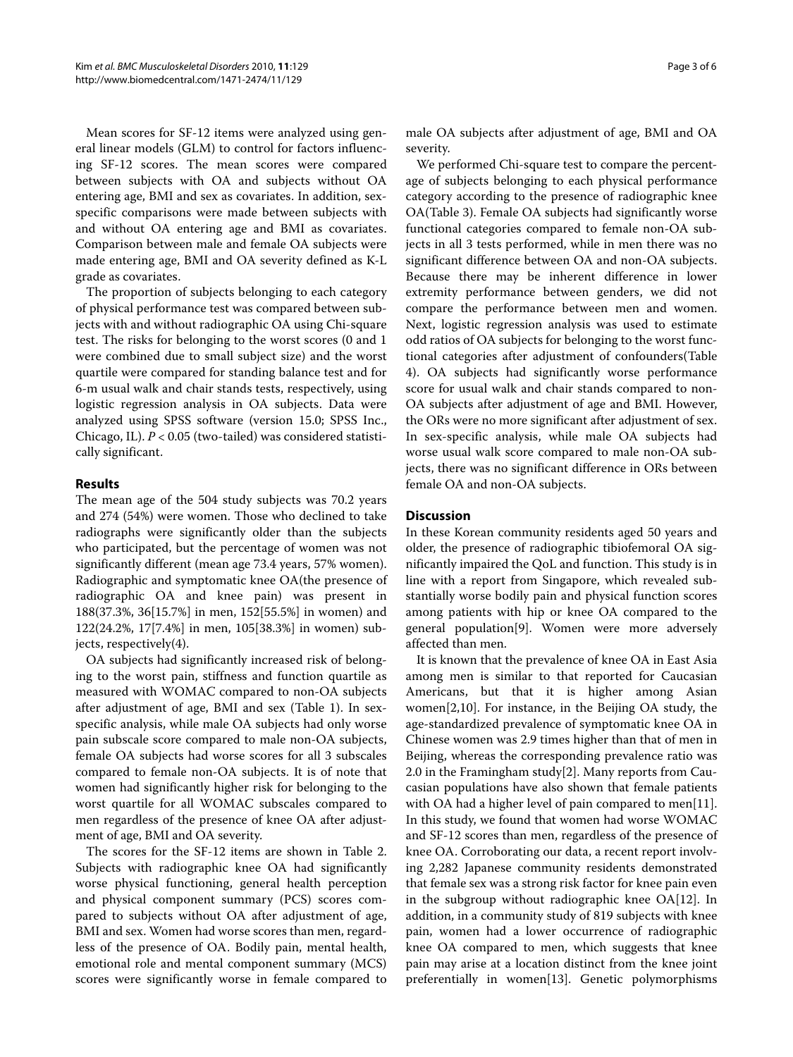Mean scores for SF-12 items were analyzed using general linear models (GLM) to control for factors influencing SF-12 scores. The mean scores were compared between subjects with OA and subjects without OA entering age, BMI and sex as covariates. In addition, sex-specific comparisons were made between subjects with and without OA entering age and BMI as covariates. Comparison between male and female OA subjects were made entering age, BMI and OA severity defined as K-L grade as covariates.

The proportion of subjects belonging to each category of physical performance test was compared between subjects with and without radiographic OA using Chi-square test. The risks for belonging to the worst scores (0 and 1 were combined due to small subject size) and the worst quartile were compared for standing balance test and for 6-m usual walk and chair stands tests, respectively, using logistic regression analysis in OA subjects. Data were analyzed using SPSS software (version 15.0; SPSS Inc., Chicago, IL). $P < 0.05$ (two-tailed) was considered statistically significant.

## Results

The mean age of the 504 study subjects was 70.2 years and 274 (54%) were women. Those who declined to take radiographs were significantly older than the subjects who participated, but the percentage of women was not significantly different (mean age 73.4 years, 57% women). Radiographic and symptomatic knee OA(the presence of radiographic OA and knee pain) was present in 188(37.3%, 36[15.7%] in men, 152[55.5%] in women) and 122(24.2%, 17[7.4%] in men, 105[38.3%] in women) subjects, respectively(4).

OA subjects had significantly increased risk of belonging to the worst pain, stiffness and function quartile as measured with WOMAC compared to non-OA subjects after adjustment of age, BMI and sex (Table 1). In sex-specific analysis, while male OA subjects had only worse pain subscale score compared to male non-OA subjects, female OA subjects had worse scores for all 3 subscales compared to female non-OA subjects. It is of note that women had significantly higher risk for belonging to the worst quartile for all WOMAC subscales compared to men regardless of the presence of knee OA after adjustment of age, BMI and OA severity.

The scores for the SF-12 items are shown in Table 2. Subjects with radiographic knee OA had significantly worse physical functioning, general health perception and physical component summary (PCS) scores compared to subjects without OA after adjustment of age, BMI and sex. Women had worse scores than men, regardless of the presence of OA. Bodily pain, mental health, emotional role and mental component summary (MCS) scores were significantly worse in female compared to male OA subjects after adjustment of age, BMI and OA severity.

We performed Chi-square test to compare the percentage of subjects belonging to each physical performance category according to the presence of radiographic knee OA(Table 3). Female OA subjects had significantly worse functional categories compared to female non-OA subjects in all 3 tests performed, while in men there was no significant difference between OA and non-OA subjects. Because there may be inherent difference in lower extremity performance between genders, we did not compare the performance between men and women. Next, logistic regression analysis was used to estimate odd ratios of OA subjects for belonging to the worst functional categories after adjustment of confounders(Table 4). OA subjects had significantly worse performance score for usual walk and chair stands compared to non-OA subjects after adjustment of age and BMI. However, the ORs were no more significant after adjustment of sex. In sex-specific analysis, while male OA subjects had worse usual walk score compared to male non-OA subjects, there was no significant difference in ORs between female OA and non-OA subjects.

## Discussion

In these Korean community residents aged 50 years and older, the presence of radiographic tibiofemoral OA significantly impaired the QoL and function. This study is in line with a report from Singapore, which revealed substantially worse bodily pain and physical function scores among patients with hip or knee OA compared to the general population[9]. Women were more adversely affected than men.

It is known that the prevalence of knee OA in East Asia among men is similar to that reported for Caucasian Americans, but that it is higher among Asian women[2,10]. For instance, in the Beijing OA study, the age-standardized prevalence of symptomatic knee OA in Chinese women was 2.9 times higher than that of men in Beijing, whereas the corresponding prevalence ratio was 2.0 in the Framingham study[2]. Many reports from Caucasian populations have also shown that female patients with OA had a higher level of pain compared to men[11]. In this study, we found that women had worse WOMAC and SF-12 scores than men, regardless of the presence of knee OA. Corroborating our data, a recent report involving 2,282 Japanese community residents demonstrated that female sex was a strong risk factor for knee pain even in the subgroup without radiographic knee OA[12]. In addition, in a community study of 819 subjects with knee pain, women had a lower occurrence of radiographic knee OA compared to men, which suggests that knee pain may arise at a location distinct from the knee joint preferentially in women[13]. Genetic polymorphisms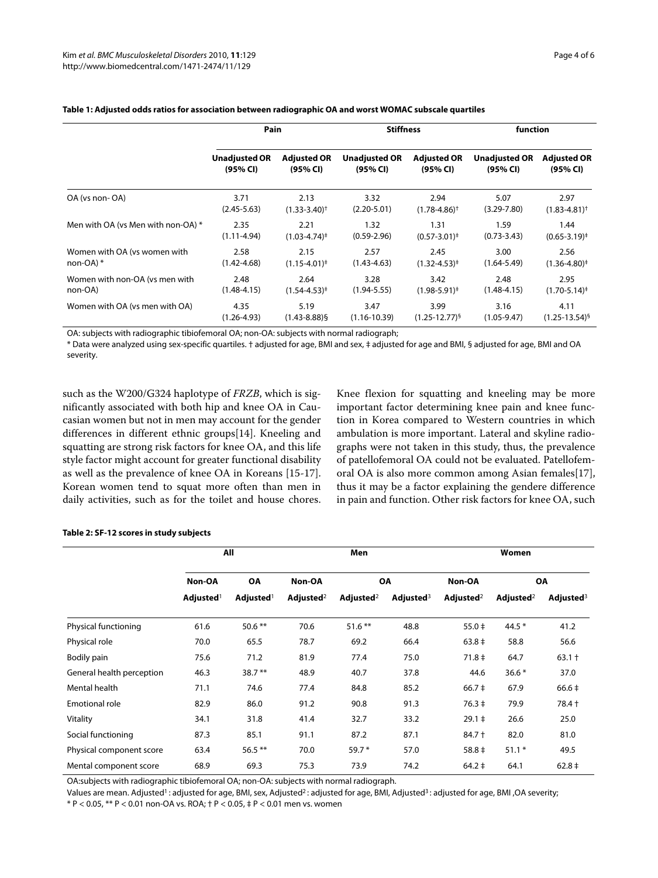**Table 1: Adjusted odds ratios for association between radiographic OA and worst WOMAC subscale quartiles**

| | Pain | | Stiffness | | function | |
|---|---|---|---|---|---|---|
| | Unadjusted OR (95% CI) | Adjusted OR (95% CI) | Unadjusted OR (95% CI) | Adjusted OR (95% CI) | Unadjusted OR (95% CI) | Adjusted OR (95% CI) |
| OA (vs non- OA) | 3.71 (2.45-5.63) | 2.13 (1.33-3.40)† | 3.32 (2.20-5.01) | 2.94 (1.78-4.86)† | 5.07 (3.29-7.80) | 2.97 (1.83-4.81)† |
| Men with OA (vs Men with non-OA) * | 2.35 (1.11-4.94) | 2.21 (1.03-4.74)‡ | 1.32 (0.59-2.96) | 1.31 (0.57-3.01)‡ | 1.59 (0.73-3.43) | 1.44 (0.65-3.19)‡ |
| Women with OA (vs women with non-OA) * | 2.58 (1.42-4.68) | 2.15 (1.15-4.01)‡ | 2.57 (1.43-4.63) | 2.45 (1.32-4.53)‡ | 3.00 (1.64-5.49) | 2.56 (1.36-4.80)‡ |
| Women with non-OA (vs men with non-OA) | 2.48 (1.48-4.15) | 2.64 (1.54-4.53)‡ | 3.28 (1.94-5.55) | 3.42 (1.98-5.91)‡ | 2.48 (1.48-4.15) | 2.95 (1.70-5.14)‡ |
| Women with OA (vs men with OA) | 4.35 (1.26-4.93) | 5.19 (1.43-8.88)§ | 3.47 (1.16-10.39) | 3.99 (1.25-12.77)§ | 3.16 (1.05-9.47) | 4.11 (1.25-13.54)§ |

OA: subjects with radiographic tibiofemoral OA; non-OA: subjects with normal radiograph;
* Data were analyzed using sex-specific quartiles. † adjusted for age, BMI and sex, ‡ adjusted for age and BMI, § adjusted for age, BMI and OA severity.

such as the W200/G324 haplotype of *FRZB*, which is significantly associated with both hip and knee OA in Caucasian women but not in men may account for the gender differences in different ethnic groups[14]. Kneeling and squatting are strong risk factors for knee OA, and this life style factor might account for greater functional disability as well as the prevalence of knee OA in Koreans [15-17]. Korean women tend to squat more often than men in daily activities, such as for the toilet and house chores. Knee flexion for squatting and kneeling may be more important factor determining knee pain and knee function in Korea compared to Western countries in which ambulation is more important. Lateral and skyline radiographs were not taken in this study, thus, the prevalence of patellofemoral OA could not be evaluated. Patellofemoral OA is also more common among Asian females[17], thus it may be a factor explaining the gendere difference in pain and function. Other risk factors for knee OA, such

**Table 2: SF-12 scores in study subjects**

| | All | | Men | | | Women | | |
|---|---|---|---|---|---|---|---|---|
| | Non-OA | OA | Non-OA | OA | | Non-OA | OA | |
| | Adjusted[1] | Adjusted[1] | Adjusted[2] | Adjusted[2] | Adjusted[3] | Adjusted[2] | Adjusted[2] | Adjusted[3] |
| Physical functioning | 61.6 | 50.6 ** | 70.6 | 51.6 ** | 48.8 | 55.0 ‡ | 44.5 * | 41.2 |
| Physical role | 70.0 | 65.5 | 78.7 | 69.2 | 66.4 | 63.8 ‡ | 58.8 | 56.6 |
| Bodily pain | 75.6 | 71.2 | 81.9 | 77.4 | 75.0 | 71.8 ‡ | 64.7 | 63.1 † |
| General health perception | 46.3 | 38.7 ** | 48.9 | 40.7 | 37.8 | 44.6 | 36.6 * | 37.0 |
| Mental health | 71.1 | 74.6 | 77.4 | 84.8 | 85.2 | 66.7 ‡ | 67.9 | 66.6 ‡ |
| Emotional role | 82.9 | 86.0 | 91.2 | 90.8 | 91.3 | 76.3 ‡ | 79.9 | 78.4 † |
| Vitality | 34.1 | 31.8 | 41.4 | 32.7 | 33.2 | 29.1 ‡ | 26.6 | 25.0 |
| Social functioning | 87.3 | 85.1 | 91.1 | 87.2 | 87.1 | 84.7 † | 82.0 | 81.0 |
| Physical component score | 63.4 | 56.5 ** | 70.0 | 59.7 * | 57.0 | 58.8 ‡ | 51.1 * | 49.5 |
| Mental component score | 68.9 | 69.3 | 75.3 | 73.9 | 74.2 | 64.2 ‡ | 64.1 | 62.8 ‡ |

OA:subjects with radiographic tibiofemoral OA; non-OA: subjects with normal radiograph.
Values are mean. Adjusted[1] : adjusted for age, BMI, sex, Adjusted[2] : adjusted for age, BMI, Adjusted[3] : adjusted for age, BMI ,OA severity;
* $P < 0.05$, ** $P < 0.01$ non-OA vs. ROA; † $P < 0.05$, ‡ $P < 0.01$ men vs. women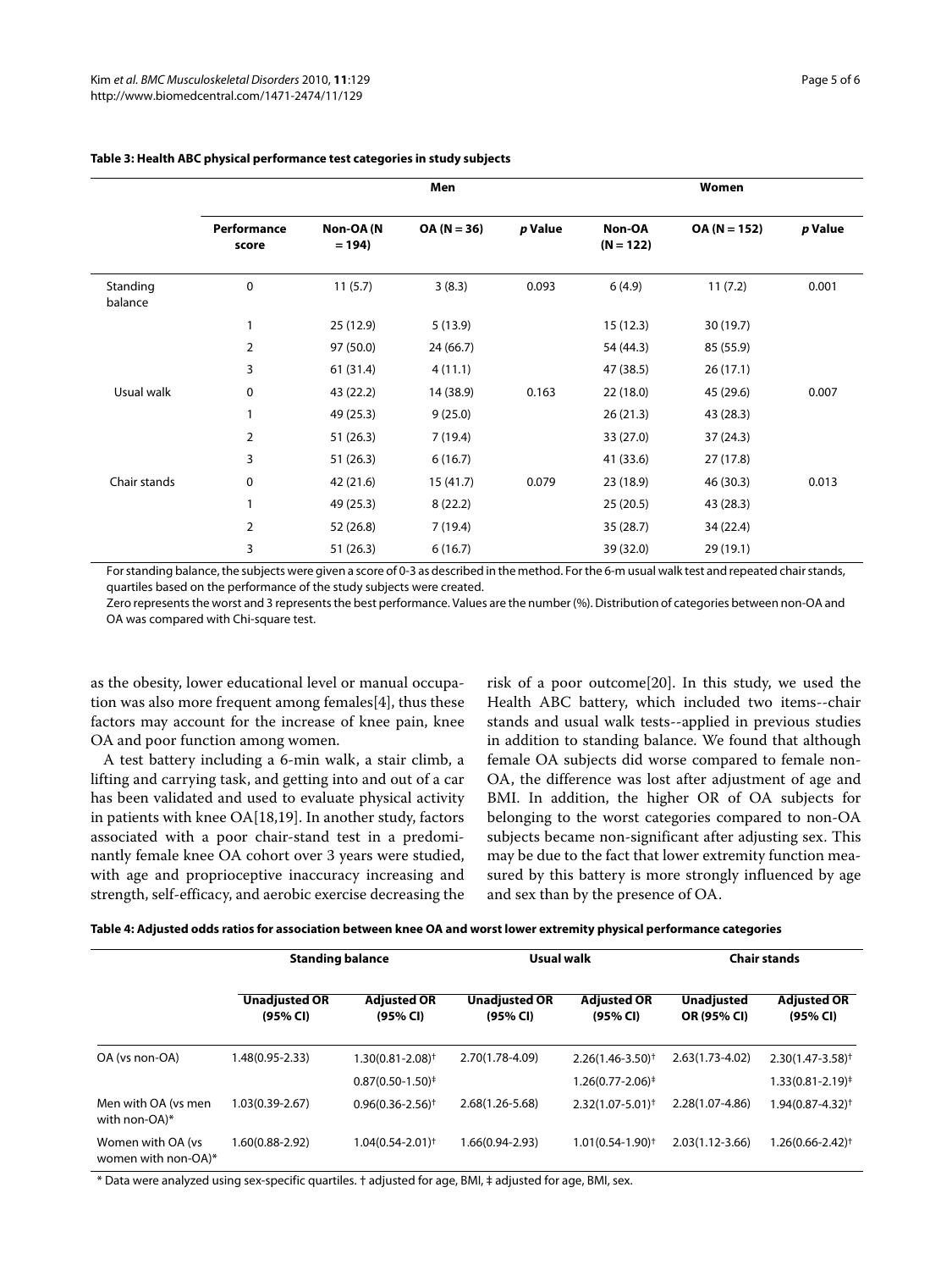**Table 3: Health ABC physical performance test categories in study subjects**

| | | Men | | | Women | | |
|---|---|---|---|---|---|---|---|
| | Performance score | Non-OA (N = 194) | OA (N = 36) | *p* Value | Non-OA (N = 122) | OA (N = 152) | *p* Value |
| Standing balance | 0 | 11 (5.7) | 3 (8.3) | 0.093 | 6 (4.9) | 11 (7.2) | 0.001 |
| | 1 | 25 (12.9) | 5 (13.9) | | 15 (12.3) | 30 (19.7) | |
| | 2 | 97 (50.0) | 24 (66.7) | | 54 (44.3) | 85 (55.9) | |
| | 3 | 61 (31.4) | 4 (11.1) | | 47 (38.5) | 26 (17.1) | |
| Usual walk | 0 | 43 (22.2) | 14 (38.9) | 0.163 | 22 (18.0) | 45 (29.6) | 0.007 |
| | 1 | 49 (25.3) | 9 (25.0) | | 26 (21.3) | 43 (28.3) | |
| | 2 | 51 (26.3) | 7 (19.4) | | 33 (27.0) | 37 (24.3) | |
| | 3 | 51 (26.3) | 6 (16.7) | | 41 (33.6) | 27 (17.8) | |
| Chair stands | 0 | 42 (21.6) | 15 (41.7) | 0.079 | 23 (18.9) | 46 (30.3) | 0.013 |
| | 1 | 49 (25.3) | 8 (22.2) | | 25 (20.5) | 43 (28.3) | |
| | 2 | 52 (26.8) | 7 (19.4) | | 35 (28.7) | 34 (22.4) | |
| | 3 | 51 (26.3) | 6 (16.7) | | 39 (32.0) | 29 (19.1) | |

For standing balance, the subjects were given a score of 0-3 as described in the method. For the 6-m usual walk test and repeated chair stands, quartiles based on the performance of the study subjects were created.

Zero represents the worst and 3 represents the best performance. Values are the number (%). Distribution of categories between non-OA and OA was compared with Chi-square test.

as the obesity, lower educational level or manual occupation was also more frequent among females[4], thus these factors may account for the increase of knee pain, knee OA and poor function among women.

A test battery including a 6-min walk, a stair climb, a lifting and carrying task, and getting into and out of a car has been validated and used to evaluate physical activity in patients with knee OA[18,19]. In another study, factors associated with a poor chair-stand test in a predominantly female knee OA cohort over 3 years were studied, with age and proprioceptive inaccuracy increasing and strength, self-efficacy, and aerobic exercise decreasing the risk of a poor outcome[20]. In this study, we used the Health ABC battery, which included two items--chair stands and usual walk tests--applied in previous studies in addition to standing balance. We found that although female OA subjects did worse compared to female non-OA, the difference was lost after adjustment of age and BMI. In addition, the higher OR of OA subjects for belonging to the worst categories compared to non-OA subjects became non-significant after adjusting sex. This may be due to the fact that lower extremity function measured by this battery is more strongly influenced by age and sex than by the presence of OA.

**Table 4: Adjusted odds ratios for association between knee OA and worst lower extremity physical performance categories**

| | Standing balance | | Usual walk | | Chair stands | |
|---|---|---|---|---|---|---|
| | Unadjusted OR (95% CI) | Adjusted OR (95% CI) | Unadjusted OR (95% CI) | Adjusted OR (95% CI) | Unadjusted OR (95% CI) | Adjusted OR (95% CI) |
| OA (vs non-OA) | 1.48(0.95-2.33) | 1.30(0.81-2.08)† | 2.70(1.78-4.09) | 2.26(1.46-3.50)† | 2.63(1.73-4.02) | 2.30(1.47-3.58)† |
| | | 0.87(0.50-1.50)‡ | | 1.26(0.77-2.06)‡ | | 1.33(0.81-2.19)‡ |
| Men with OA (vs men with non-OA)* | 1.03(0.39-2.67) | 0.96(0.36-2.56)† | 2.68(1.26-5.68) | 2.32(1.07-5.01)† | 2.28(1.07-4.86) | 1.94(0.87-4.32)† |
| Women with OA (vs women with non-OA)* | 1.60(0.88-2.92) | 1.04(0.54-2.01)† | 1.66(0.94-2.93) | 1.01(0.54-1.90)† | 2.03(1.12-3.66) | 1.26(0.66-2.42)† |

\* Data were analyzed using sex-specific quartiles. † adjusted for age, BMI, ‡ adjusted for age, BMI, sex.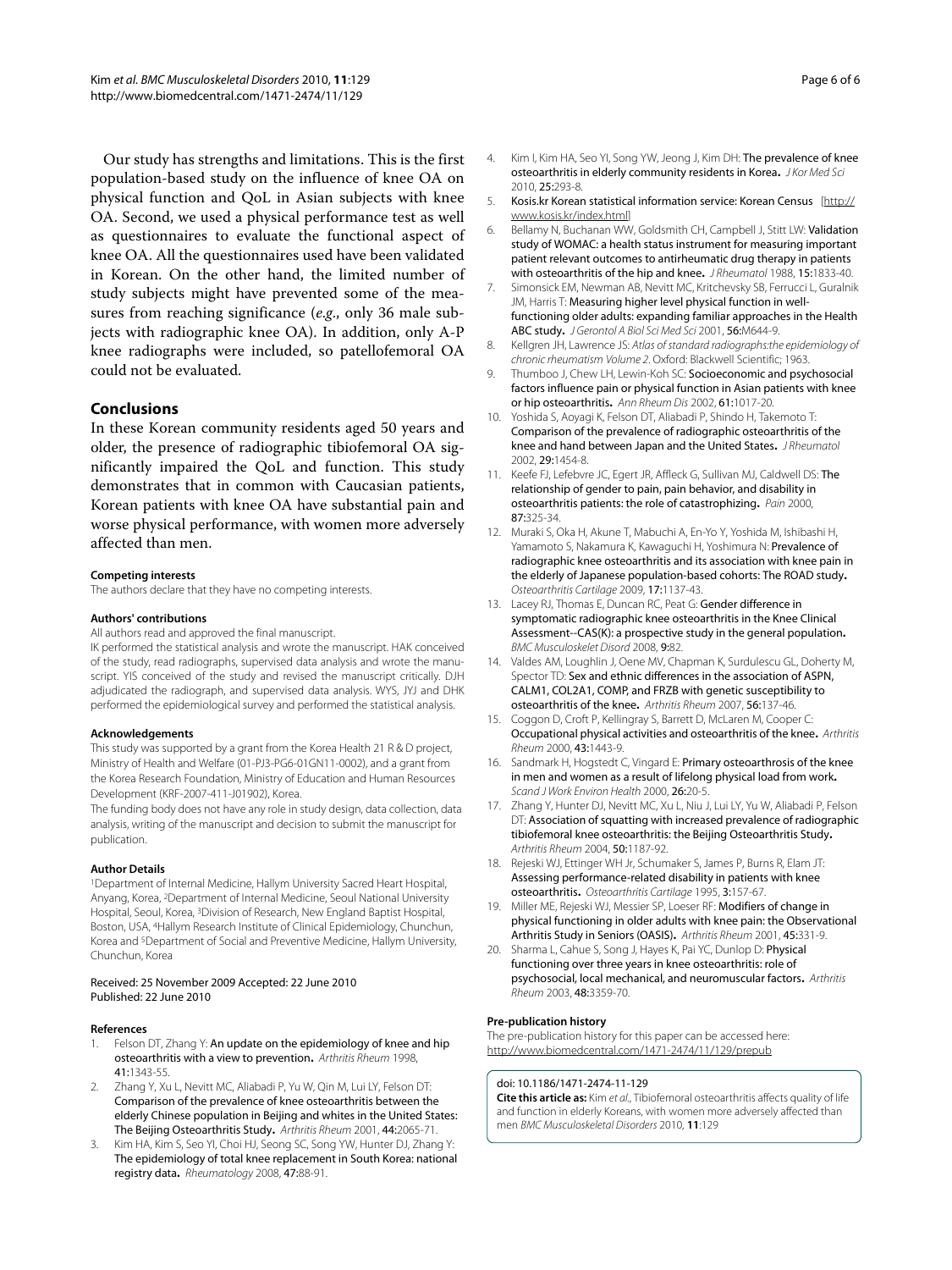Our study has strengths and limitations. This is the first population-based study on the influence of knee OA on physical function and QoL in Asian subjects with knee OA. Second, we used a physical performance test as well as questionnaires to evaluate the functional aspect of knee OA. All the questionnaires used have been validated in Korean. On the other hand, the limited number of study subjects might have prevented some of the measures from reaching significance (*e.g.*, only 36 male subjects with radiographic knee OA). In addition, only A-P knee radiographs were included, so patellofemoral OA could not be evaluated.

## Conclusions

In these Korean community residents aged 50 years and older, the presence of radiographic tibiofemoral OA significantly impaired the QoL and function. This study demonstrates that in common with Caucasian patients, Korean patients with knee OA have substantial pain and worse physical performance, with women more adversely affected than men.

#### Competing interests

The authors declare that they have no competing interests.

#### Authors' contributions

All authors read and approved the final manuscript.

IK performed the statistical analysis and wrote the manuscript. HAK conceived of the study, read radiographs, supervised data analysis and wrote the manuscript. YIS conceived of the study and revised the manuscript critically. DJH adjudicated the radiograph, and supervised data analysis. WYS, JYJ and DHK performed the epidemiological survey and performed the statistical analysis.

#### Acknowledgements

This study was supported by a grant from the Korea Health 21 R & D project, Ministry of Health and Welfare (01-PJ3-PG6-01GN11-0002), and a grant from the Korea Research Foundation, Ministry of Education and Human Resources Development (KRF-2007-411-J01902), Korea.

The funding body does not have any role in study design, data collection, data analysis, writing of the manuscript and decision to submit the manuscript for publication.

#### Author Details

[1]Department of Internal Medicine, Hallym University Sacred Heart Hospital, Anyang, Korea, [2]Department of Internal Medicine, Seoul National University Hospital, Seoul, Korea, [3]Division of Research, New England Baptist Hospital, Boston, USA, [4]Hallym Research Institute of Clinical Epidemiology, Chunchun, Korea and [5]Department of Social and Preventive Medicine, Hallym University, Chunchun, Korea

Received: 25 November 2009 Accepted: 22 June 2010
Published: 22 June 2010

#### References

1. Felson DT, Zhang Y: **An update on the epidemiology of knee and hip osteoarthritis with a view to prevention.** *Arthritis Rheum* 1998, **41:**1343-55.
2. Zhang Y, Xu L, Nevitt MC, Aliabadi P, Yu W, Qin M, Lui LY, Felson DT: **Comparison of the prevalence of knee osteoarthritis between the elderly Chinese population in Beijing and whites in the United States: The Beijing Osteoarthritis Study.** *Arthritis Rheum* 2001, **44:**2065-71.
3. Kim HA, Kim S, Seo YI, Choi HJ, Seong SC, Song YW, Hunter DJ, Zhang Y: **The epidemiology of total knee replacement in South Korea: national registry data.** *Rheumatology* 2008, **47:**88-91.
4. Kim I, Kim HA, Seo YI, Song YW, Jeong J, Kim DH: **The prevalence of knee osteoarthritis in elderly community residents in Korea.** *J Kor Med Sci* 2010, **25:**293-8.
5. **Kosis.kr Korean statistical information service: Korean Census** [http://www.kosis.kr/index.html]
6. Bellamy N, Buchanan WW, Goldsmith CH, Campbell J, Stitt LW: **Validation study of WOMAC: a health status instrument for measuring important patient relevant outcomes to antirheumatic drug therapy in patients with osteoarthritis of the hip and knee.** *J Rheumatol* 1988, **15:**1833-40.
7. Simonsick EM, Newman AB, Nevitt MC, Kritchevsky SB, Ferrucci L, Guralnik JM, Harris T: **Measuring higher level physical function in well-functioning older adults: expanding familiar approaches in the Health ABC study.** *J Gerontol A Biol Sci Med Sci* 2001, **56:**M644-9.
8. Kellgren JH, Lawrence JS: *Atlas of standard radiographs:the epidemiology of chronic rheumatism Volume 2*. Oxford: Blackwell Scientific; 1963.
9. Thumboo J, Chew LH, Lewin-Koh SC: **Socioeconomic and psychosocial factors influence pain or physical function in Asian patients with knee or hip osteoarthritis.** *Ann Rheum Dis* 2002, **61:**1017-20.
10. Yoshida S, Aoyagi K, Felson DT, Aliabadi P, Shindo H, Takemoto T: **Comparison of the prevalence of radiographic osteoarthritis of the knee and hand between Japan and the United States.** *J Rheumatol* 2002, **29:**1454-8.
11. Keefe FJ, Lefebvre JC, Egert JR, Affleck G, Sullivan MJ, Caldwell DS: **The relationship of gender to pain, pain behavior, and disability in osteoarthritis patients: the role of catastrophizing.** *Pain* 2000, **87:**325-34.
12. Muraki S, Oka H, Akune T, Mabuchi A, En-Yo Y, Yoshida M, Ishibashi H, Yamamoto S, Nakamura K, Kawaguchi H, Yoshimura N: **Prevalence of radiographic knee osteoarthritis and its association with knee pain in the elderly of Japanese population-based cohorts: The ROAD study.** *Osteoarthritis Cartilage* 2009, **17:**1137-43.
13. Lacey RJ, Thomas E, Duncan RC, Peat G: **Gender difference in symptomatic radiographic knee osteoarthritis in the Knee Clinical Assessment--CAS(K): a prospective study in the general population.** *BMC Musculoskelet Disord* 2008, **9:**82.
14. Valdes AM, Loughlin J, Oene MV, Chapman K, Surdulescu GL, Doherty M, Spector TD: **Sex and ethnic differences in the association of ASPN, CALM1, COL2A1, COMP, and FRZB with genetic susceptibility to osteoarthritis of the knee.** *Arthritis Rheum* 2007, **56:**137-46.
15. Coggon D, Croft P, Kellingray S, Barrett D, McLaren M, Cooper C: **Occupational physical activities and osteoarthritis of the knee.** *Arthritis Rheum* 2000, **43:**1443-9.
16. Sandmark H, Hogstedt C, Vingard E: **Primary osteoarthrosis of the knee in men and women as a result of lifelong physical load from work.** *Scand J Work Environ Health* 2000, **26:**20-5.
17. Zhang Y, Hunter DJ, Nevitt MC, Xu L, Niu J, Lui LY, Yu W, Aliabadi P, Felson DT: **Association of squatting with increased prevalence of radiographic tibiofemoral knee osteoarthritis: the Beijing Osteoarthritis Study.** *Arthritis Rheum* 2004, **50:**1187-92.
18. Rejeski WJ, Ettinger WH Jr, Schumaker S, James P, Burns R, Elam JT: **Assessing performance-related disability in patients with knee osteoarthritis.** *Osteoarthritis Cartilage* 1995, **3:**157-67.
19. Miller ME, Rejeski WJ, Messier SP, Loeser RF: **Modifiers of change in physical functioning in older adults with knee pain: the Observational Arthritis Study in Seniors (OASIS).** *Arthritis Rheum* 2001, **45:**331-9.
20. Sharma L, Cahue S, Song J, Hayes K, Pai YC, Dunlop D: **Physical functioning over three years in knee osteoarthritis: role of psychosocial, local mechanical, and neuromuscular factors.** *Arthritis Rheum* 2003, **48:**3359-70.

#### Pre-publication history

The pre-publication history for this paper can be accessed here:
http://www.biomedcentral.com/1471-2474/11/129/prepub

doi: 10.1186/1471-2474-11-129

**Cite this article as:** Kim *et al.*, Tibiofemoral osteoarthritis affects quality of life and function in elderly Koreans, with women more adversely affected than men *BMC Musculoskeletal Disorders* 2010, **11**:129